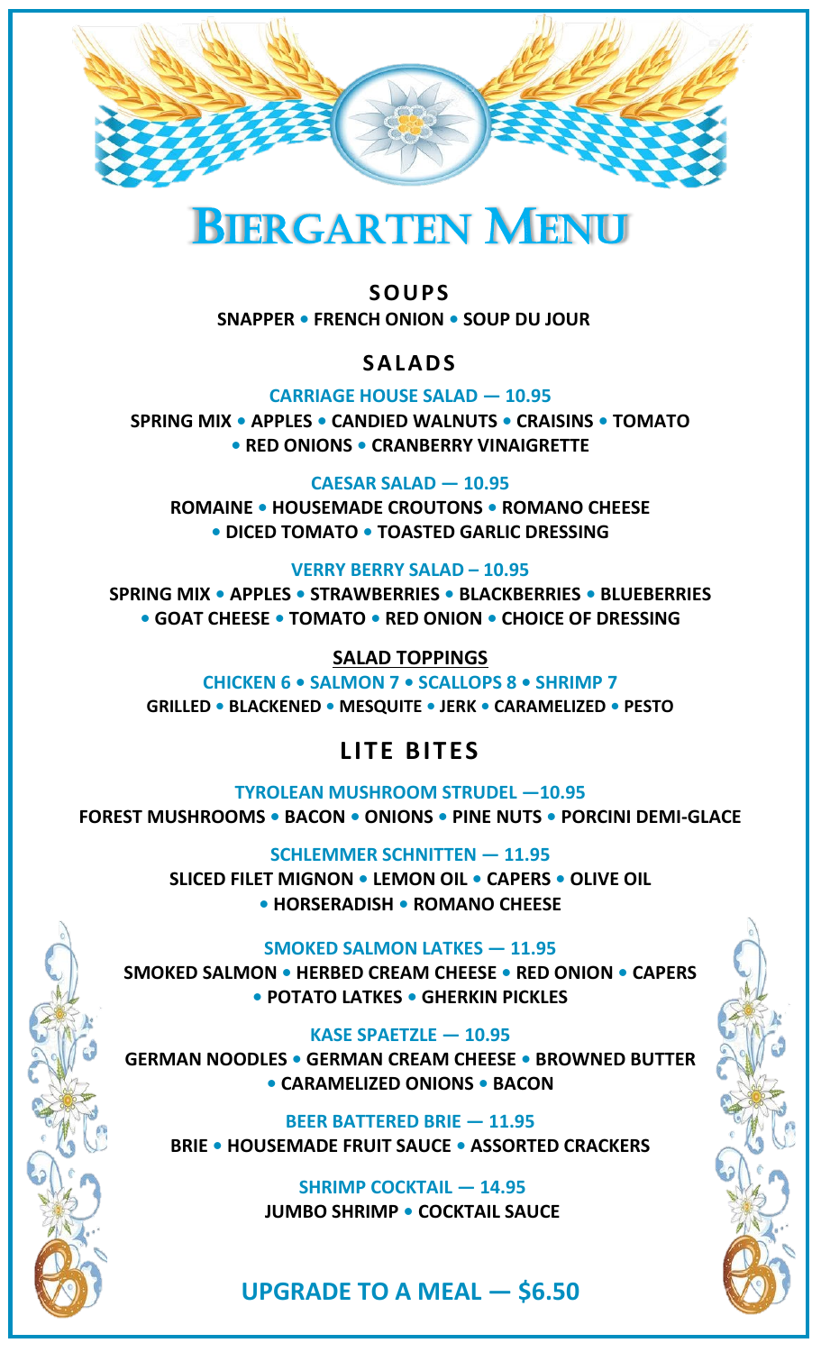# Biergarten Menu

## SOUPS

SNAPPER • FRENCH ONION • SOUP DU JOUR

## SALADS

### CARRIAGE HOUSE SALAD — 10.95

SPRING MIX • APPLES • CANDIED WALNUTS • CRAISINS • TOMATO • RED ONIONS • CRANBERRY VINAIGRETTE

### CAESAR SALAD — 10.95

ROMAINE • HOUSEMADE CROUTONS • ROMANO CHEESE • DICED TOMATO • TOASTED GARLIC DRESSING

### VERRY BERRY SALAD – 10.95

SPRING MIX • APPLES • STRAWBERRIES • BLACKBERRIES • BLUEBERRIES • GOAT CHEESE • TOMATO • RED ONION • CHOICE OF DRESSING

### SALAD TOPPINGS

CHICKEN 6 • SALMON 7 • SCALLOPS 8 • SHRIMP 7

GRILLED • BLACKENED • MESQUITE • JERK • CARAMELIZED • PESTO

## LITE BITES

### TYROLEAN MUSHROOM STRUDEL —10.95

FOREST MUSHROOMS • BACON • ONIONS • PINE NUTS • PORCINI DEMI-GLACE

### SCHLEMMER SCHNITTEN — 11.95

SLICED FILET MIGNON • LEMON OIL • CAPERS • OLIVE OIL • HORSERADISH • ROMANO CHEESE

### SMOKED SALMON LATKES — 11.95

SMOKED SALMON • HERBED CREAM CHEESE • RED ONION • CAPERS • POTATO LATKES • GHERKIN PICKLES

### KASE SPAETZLE — 10.95

GERMAN NOODLES • GERMAN CREAM CHEESE • BROWNED BUTTER • CARAMELIZED ONIONS • BACON

### BEER BATTERED BRIE — 11.95

BRIE • HOUSEMADE FRUIT SAUCE • ASSORTED CRACKERS

### SHRIMP COCKTAIL — 14.95

JUMBO SHRIMP • COCKTAIL SAUCE

## UPGRADE TO A MEAL — $6.50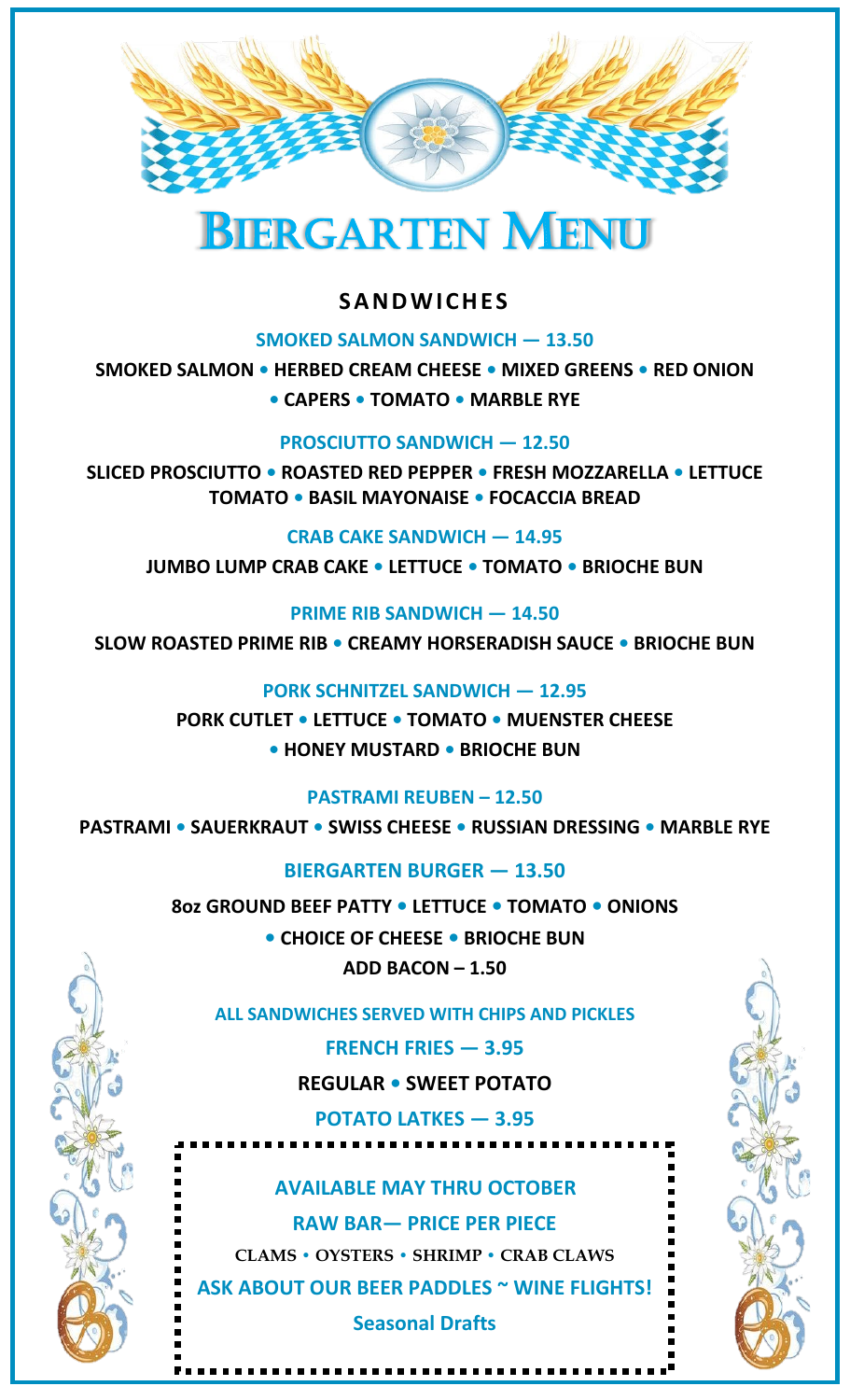# BIERGARTEN MENU

## SANDWICHES

### SMOKED SALMON SANDWICH — 13.50

SMOKED SALMON • HERBED CREAM CHEESE • MIXED GREENS • RED ONION • CAPERS • TOMATO • MARBLE RYE

### PROSCIUTTO SANDWICH — 12.50

SLICED PROSCIUTTO • ROASTED RED PEPPER • FRESH MOZZARELLA • LETTUCE TOMATO • BASIL MAYONAISE • FOCACCIA BREAD

### CRAB CAKE SANDWICH — 14.95

JUMBO LUMP CRAB CAKE • LETTUCE • TOMATO • BRIOCHE BUN

### PRIME RIB SANDWICH — 14.50

SLOW ROASTED PRIME RIB • CREAMY HORSERADISH SAUCE • BRIOCHE BUN

### PORK SCHNITZEL SANDWICH — 12.95

PORK CUTLET • LETTUCE • TOMATO • MUENSTER CHEESE • HONEY MUSTARD • BRIOCHE BUN

### PASTRAMI REUBEN – 12.50

PASTRAMI • SAUERKRAUT • SWISS CHEESE • RUSSIAN DRESSING • MARBLE RYE

### BIERGARTEN BURGER — 13.50

8oz GROUND BEEF PATTY • LETTUCE • TOMATO • ONIONS • CHOICE OF CHEESE • BRIOCHE BUN

ADD BACON – 1.50

**ALL SANDWICHES SERVED WITH CHIPS AND PICKLES**

### FRENCH FRIES — 3.95

REGULAR • SWEET POTATO

### POTATO LATKES — 3.95

---

**AVAILABLE MAY THRU OCTOBER**

**RAW BAR— PRICE PER PIECE**

CLAMS • OYSTERS • SHRIMP • CRAB CLAWS

**ASK ABOUT OUR BEER PADDLES ~ WINE FLIGHTS!**

**Seasonal Drafts**